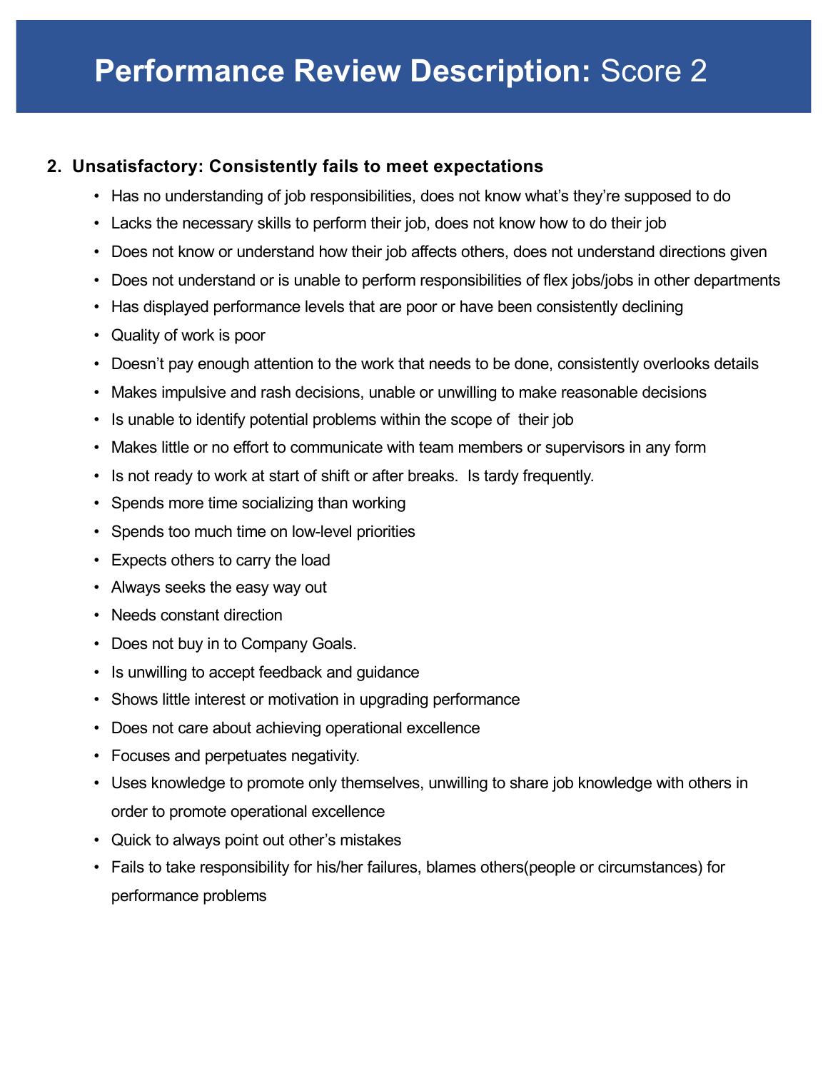# **Performance Review Description:** Score 2

## 2. Unsatisfactory: Consistently fails to meet expectations

- Has no understanding of job responsibilities, does not know what's they're supposed to do
- Lacks the necessary skills to perform their job, does not know how to do their job
- Does not know or understand how their job affects others, does not understand directions given
- Does not understand or is unable to perform responsibilities of flex jobs/jobs in other departments
- Has displayed performance levels that are poor or have been consistently declining
- Quality of work is poor
- Doesn't pay enough attention to the work that needs to be done, consistently overlooks details
- Makes impulsive and rash decisions, unable or unwilling to make reasonable decisions
- Is unable to identify potential problems within the scope of their job
- Makes little or no effort to communicate with team members or supervisors in any form
- Is not ready to work at start of shift or after breaks. Is tardy frequently.
- Spends more time socializing than working
- Spends too much time on low-level priorities
- Expects others to carry the load
- Always seeks the easy way out
- Needs constant direction
- Does not buy in to Company Goals.
- Is unwilling to accept feedback and guidance
- Shows little interest or motivation in upgrading performance
- Does not care about achieving operational excellence
- Focuses and perpetuates negativity.
- Uses knowledge to promote only themselves, unwilling to share job knowledge with others in order to promote operational excellence
- Quick to always point out other's mistakes
- Fails to take responsibility for his/her failures, blames others(people or circumstances) for performance problems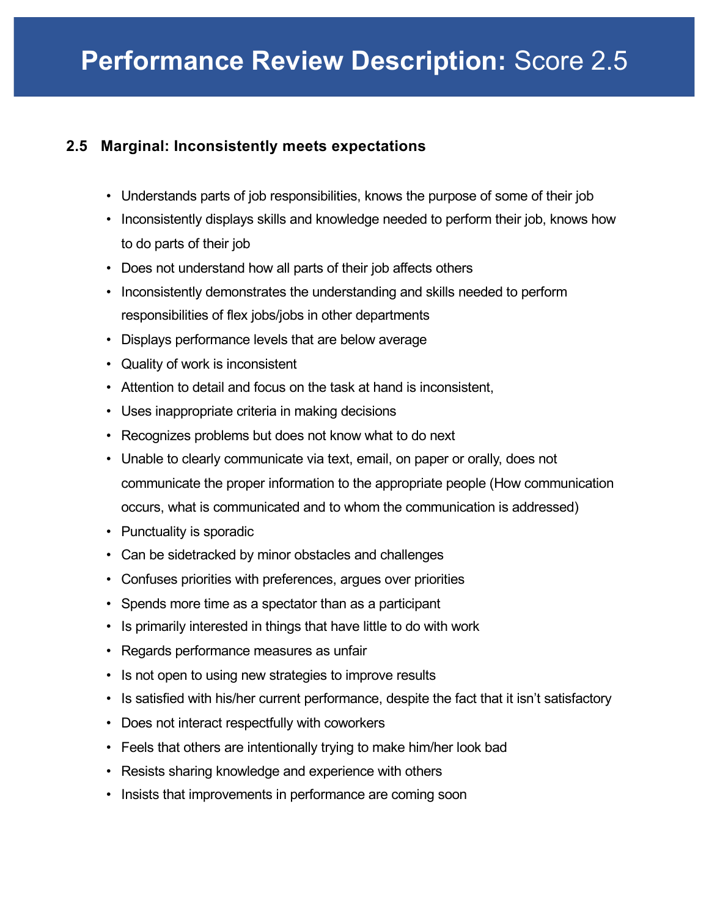# **Performance Review Description:** Score 2.5

### 2.5 Marginal: Inconsistently meets expectations

- Understands parts of job responsibilities, knows the purpose of some of their job
- Inconsistently displays skills and knowledge needed to perform their job, knows how to do parts of their job
- Does not understand how all parts of their job affects others
- Inconsistently demonstrates the understanding and skills needed to perform responsibilities of flex jobs/jobs in other departments
- Displays performance levels that are below average
- Quality of work is inconsistent
- Attention to detail and focus on the task at hand is inconsistent,
- Uses inappropriate criteria in making decisions
- Recognizes problems but does not know what to do next
- Unable to clearly communicate via text, email, on paper or orally, does not communicate the proper information to the appropriate people (How communication occurs, what is communicated and to whom the communication is addressed)
- Punctuality is sporadic
- Can be sidetracked by minor obstacles and challenges
- Confuses priorities with preferences, argues over priorities
- Spends more time as a spectator than as a participant
- Is primarily interested in things that have little to do with work
- Regards performance measures as unfair
- Is not open to using new strategies to improve results
- Is satisfied with his/her current performance, despite the fact that it isn't satisfactory
- Does not interact respectfully with coworkers
- Feels that others are intentionally trying to make him/her look bad
- Resists sharing knowledge and experience with others
- Insists that improvements in performance are coming soon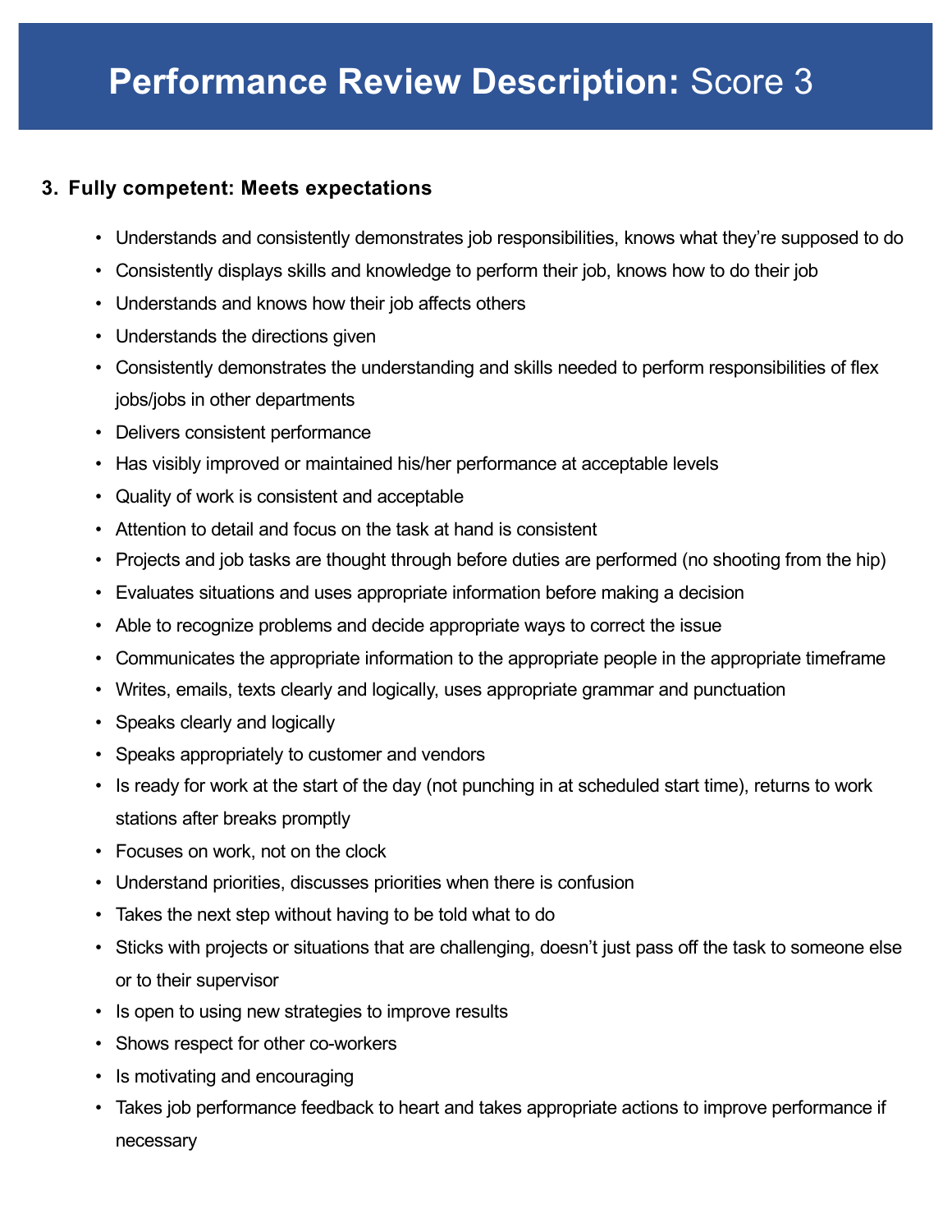# Performance Review Description: Score 3

## 3. Fully competent: Meets expectations

- Understands and consistently demonstrates job responsibilities, knows what they're supposed to do
- Consistently displays skills and knowledge to perform their job, knows how to do their job
- Understands and knows how their job affects others
- Understands the directions given
- Consistently demonstrates the understanding and skills needed to perform responsibilities of flex jobs/jobs in other departments
- Delivers consistent performance
- Has visibly improved or maintained his/her performance at acceptable levels
- Quality of work is consistent and acceptable
- Attention to detail and focus on the task at hand is consistent
- Projects and job tasks are thought through before duties are performed (no shooting from the hip)
- Evaluates situations and uses appropriate information before making a decision
- Able to recognize problems and decide appropriate ways to correct the issue
- Communicates the appropriate information to the appropriate people in the appropriate timeframe
- Writes, emails, texts clearly and logically, uses appropriate grammar and punctuation
- Speaks clearly and logically
- Speaks appropriately to customer and vendors
- Is ready for work at the start of the day (not punching in at scheduled start time), returns to work stations after breaks promptly
- Focuses on work, not on the clock
- Understand priorities, discusses priorities when there is confusion
- Takes the next step without having to be told what to do
- Sticks with projects or situations that are challenging, doesn't just pass off the task to someone else or to their supervisor
- Is open to using new strategies to improve results
- Shows respect for other co-workers
- Is motivating and encouraging
- Takes job performance feedback to heart and takes appropriate actions to improve performance if necessary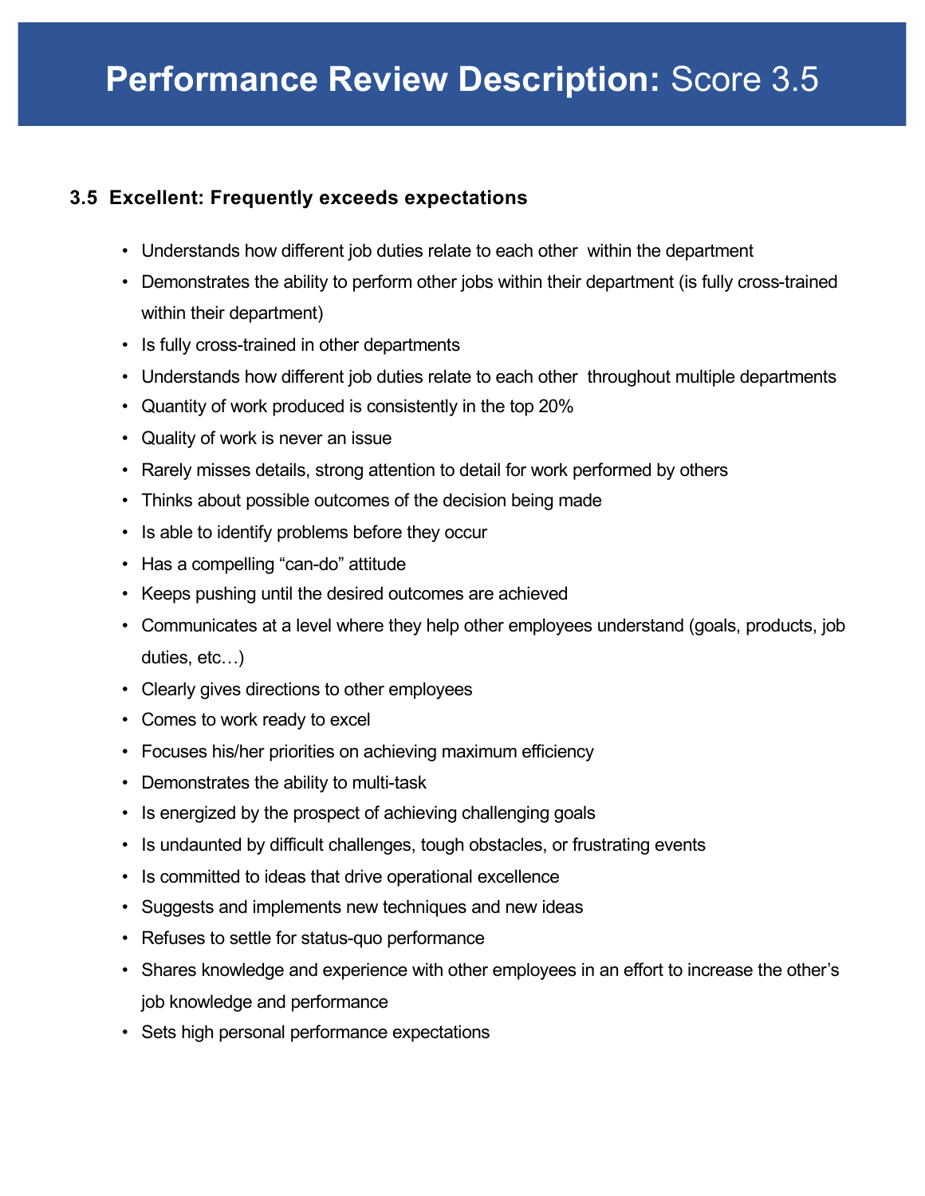# Performance Review Description: Score 3.5

### 3.5 Excellent: Frequently exceeds expectations

- Understands how different job duties relate to each other within the department
- Demonstrates the ability to perform other jobs within their department (is fully cross-trained within their department)
- Is fully cross-trained in other departments
- Understands how different job duties relate to each other throughout multiple departments
- Quantity of work produced is consistently in the top 20%
- Quality of work is never an issue
- Rarely misses details, strong attention to detail for work performed by others
- Thinks about possible outcomes of the decision being made
- Is able to identify problems before they occur
- Has a compelling “can-do” attitude
- Keeps pushing until the desired outcomes are achieved
- Communicates at a level where they help other employees understand (goals, products, job duties, etc…)
- Clearly gives directions to other employees
- Comes to work ready to excel
- Focuses his/her priorities on achieving maximum efficiency
- Demonstrates the ability to multi-task
- Is energized by the prospect of achieving challenging goals
- Is undaunted by difficult challenges, tough obstacles, or frustrating events
- Is committed to ideas that drive operational excellence
- Suggests and implements new techniques and new ideas
- Refuses to settle for status-quo performance
- Shares knowledge and experience with other employees in an effort to increase the other’s job knowledge and performance
- Sets high personal performance expectations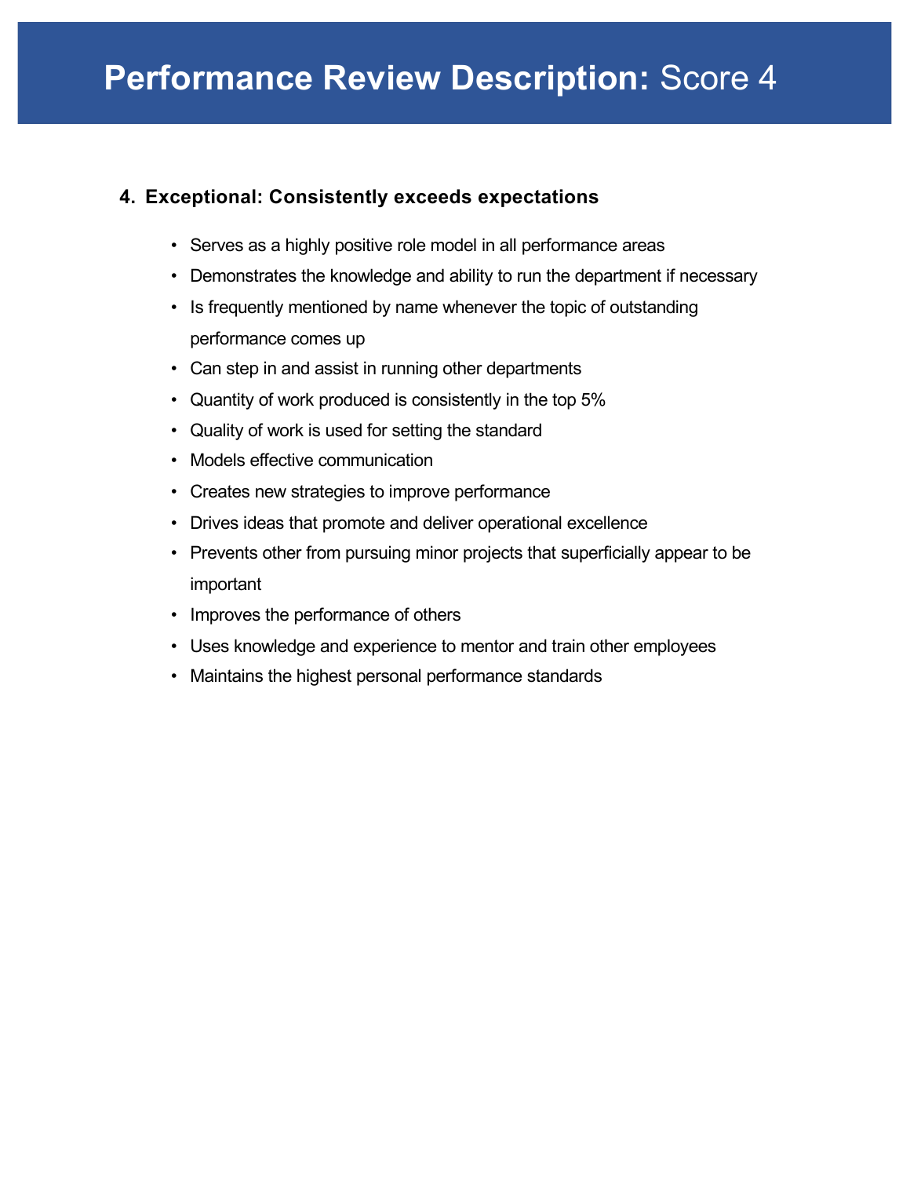# **Performance Review Description:** Score 4

**4. Exceptional: Consistently exceeds expectations**

- Serves as a highly positive role model in all performance areas
- Demonstrates the knowledge and ability to run the department if necessary
- Is frequently mentioned by name whenever the topic of outstanding performance comes up
- Can step in and assist in running other departments
- Quantity of work produced is consistently in the top 5%
- Quality of work is used for setting the standard
- Models effective communication
- Creates new strategies to improve performance
- Drives ideas that promote and deliver operational excellence
- Prevents other from pursuing minor projects that superficially appear to be important
- Improves the performance of others
- Uses knowledge and experience to mentor and train other employees
- Maintains the highest personal performance standards